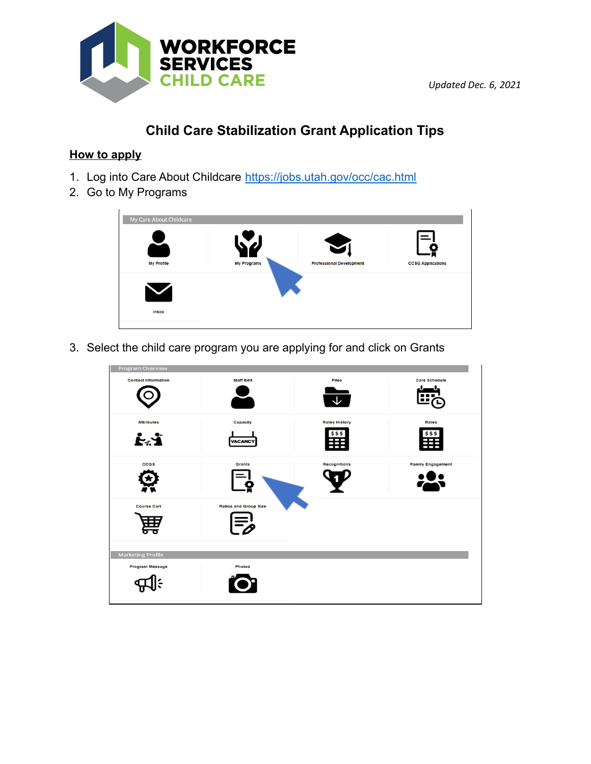WORKFORCE SERVICES CHILD CARE

*Updated Dec. 6, 2021*

# Child Care Stabilization Grant Application Tips

## How to apply

1. Log into Care About Childcare https://jobs.utah.gov/occ/cac.html
2. Go to My Programs

3. Select the child care program you are applying for and click on Grants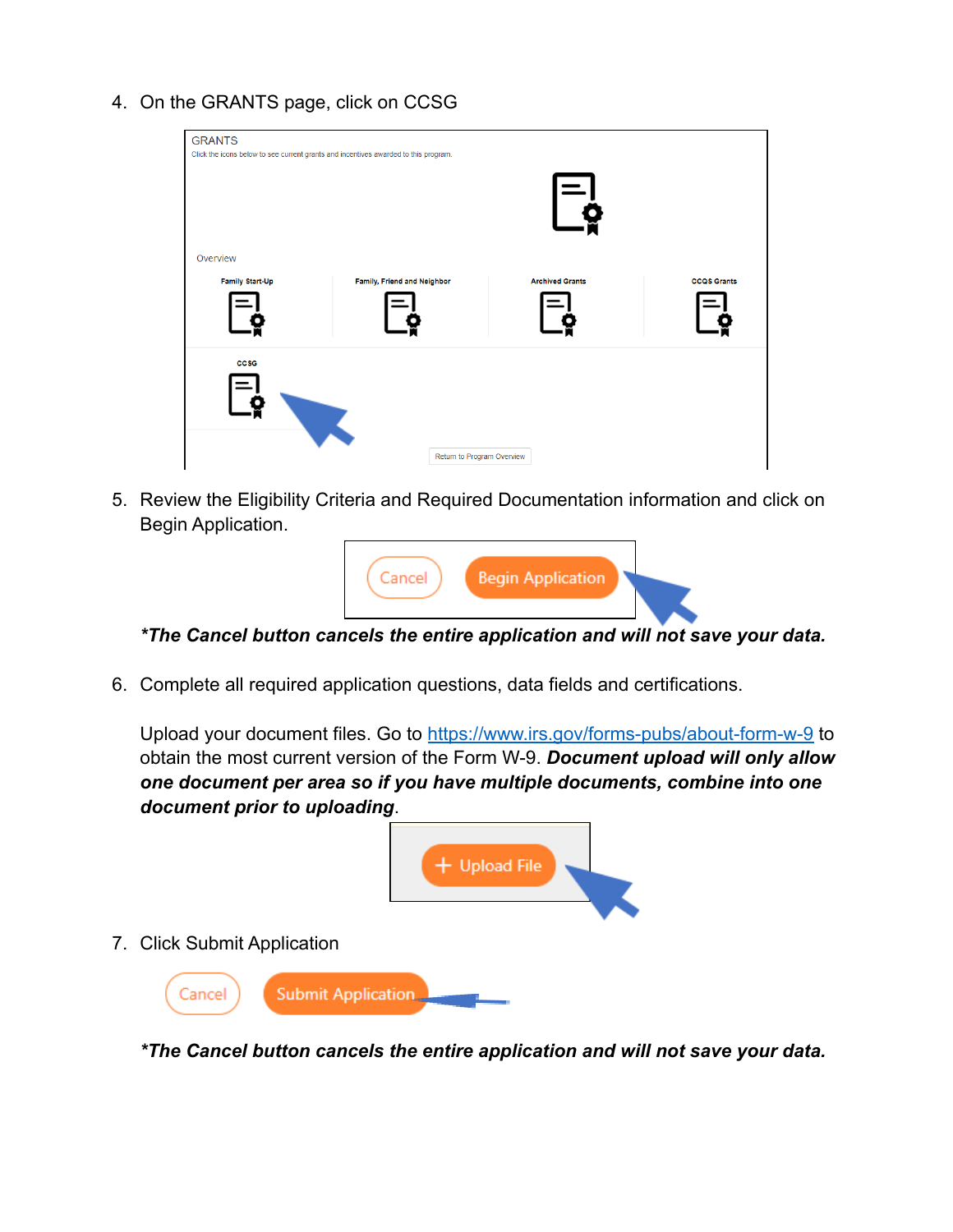4. On the GRANTS page, click on CCSG

5. Review the Eligibility Criteria and Required Documentation information and click on Begin Application.

   ***The Cancel button cancels the entire application and will not save your data.***

6. Complete all required application questions, data fields and certifications.

   Upload your document files. Go to [https://www.irs.gov/forms-pubs/about-form-w-9](https://www.irs.gov/forms-pubs/about-form-w-9) to obtain the most current version of the Form W-9. ***Document upload will only allow one document per area so if you have multiple documents, combine into one document prior to uploading***.

7. Click Submit Application

   ***The Cancel button cancels the entire application and will not save your data.***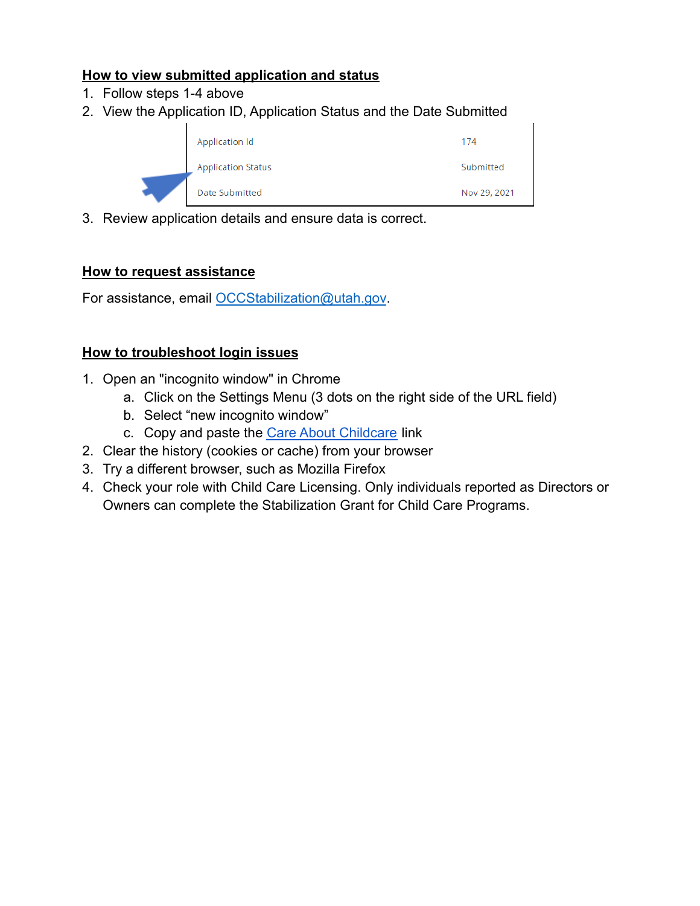**How to view submitted application and status**

1. Follow steps 1-4 above
2. View the Application ID, Application Status and the Date Submitted

| | |
|---|---|
| Application Id | 174 |
| Application Status | Submitted |
| Date Submitted | Nov 29, 2021 |

3. Review application details and ensure data is correct.

**How to request assistance**

For assistance, email OCCStabilization@utah.gov.

**How to troubleshoot login issues**

1. Open an "incognito window" in Chrome
    a. Click on the Settings Menu (3 dots on the right side of the URL field)
    b. Select “new incognito window”
    c. Copy and paste the Care About Childcare link
2. Clear the history (cookies or cache) from your browser
3. Try a different browser, such as Mozilla Firefox
4. Check your role with Child Care Licensing. Only individuals reported as Directors or Owners can complete the Stabilization Grant for Child Care Programs.